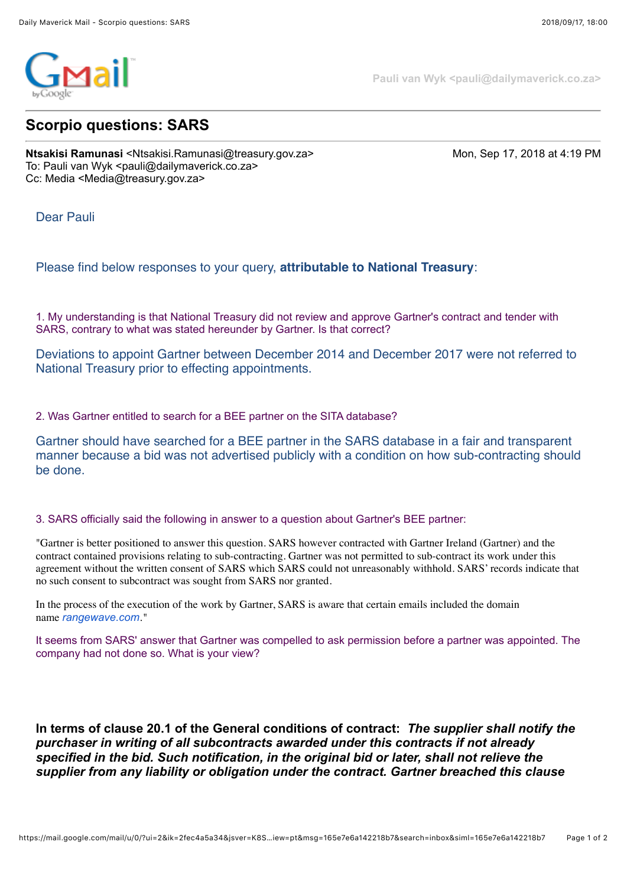Pauli van Wyk <pauli@dailymaverick.co.za>

# Scorpio questions: SARS

**Ntsakisi Ramunasi** <Ntsakisi.Ramunasi@treasury.gov.za>  
To: Pauli van Wyk <pauli@dailymaverick.co.za>  
Cc: Media <Media@treasury.gov.za>

Mon, Sep 17, 2018 at 4:19 PM

Dear Pauli

Please find below responses to your query, **attributable to National Treasury**:

1. My understanding is that National Treasury did not review and approve Gartner's contract and tender with SARS, contrary to what was stated hereunder by Gartner. Is that correct?

Deviations to appoint Gartner between December 2014 and December 2017 were not referred to National Treasury prior to effecting appointments.

2. Was Gartner entitled to search for a BEE partner on the SITA database?

Gartner should have searched for a BEE partner in the SARS database in a fair and transparent manner because a bid was not advertised publicly with a condition on how sub-contracting should be done.

3. SARS officially said the following in answer to a question about Gartner's BEE partner:

"Gartner is better positioned to answer this question. SARS however contracted with Gartner Ireland (Gartner) and the contract contained provisions relating to sub-contracting. Gartner was not permitted to sub-contract its work under this agreement without the written consent of SARS which SARS could not unreasonably withhold. SARS' records indicate that no such consent to subcontract was sought from SARS nor granted.

In the process of the execution of the work by Gartner, SARS is aware that certain emails included the domain name rangewave.com."

It seems from SARS' answer that Gartner was compelled to ask permission before a partner was appointed. The company had not done so. What is your view?

**In terms of clause 20.1 of the General conditions of contract:** ***The supplier shall notify the purchaser in writing of all subcontracts awarded under this contracts if not already specified in the bid. Such notification, in the original bid or later, shall not relieve the supplier from any liability or obligation under the contract. Gartner breached this clause***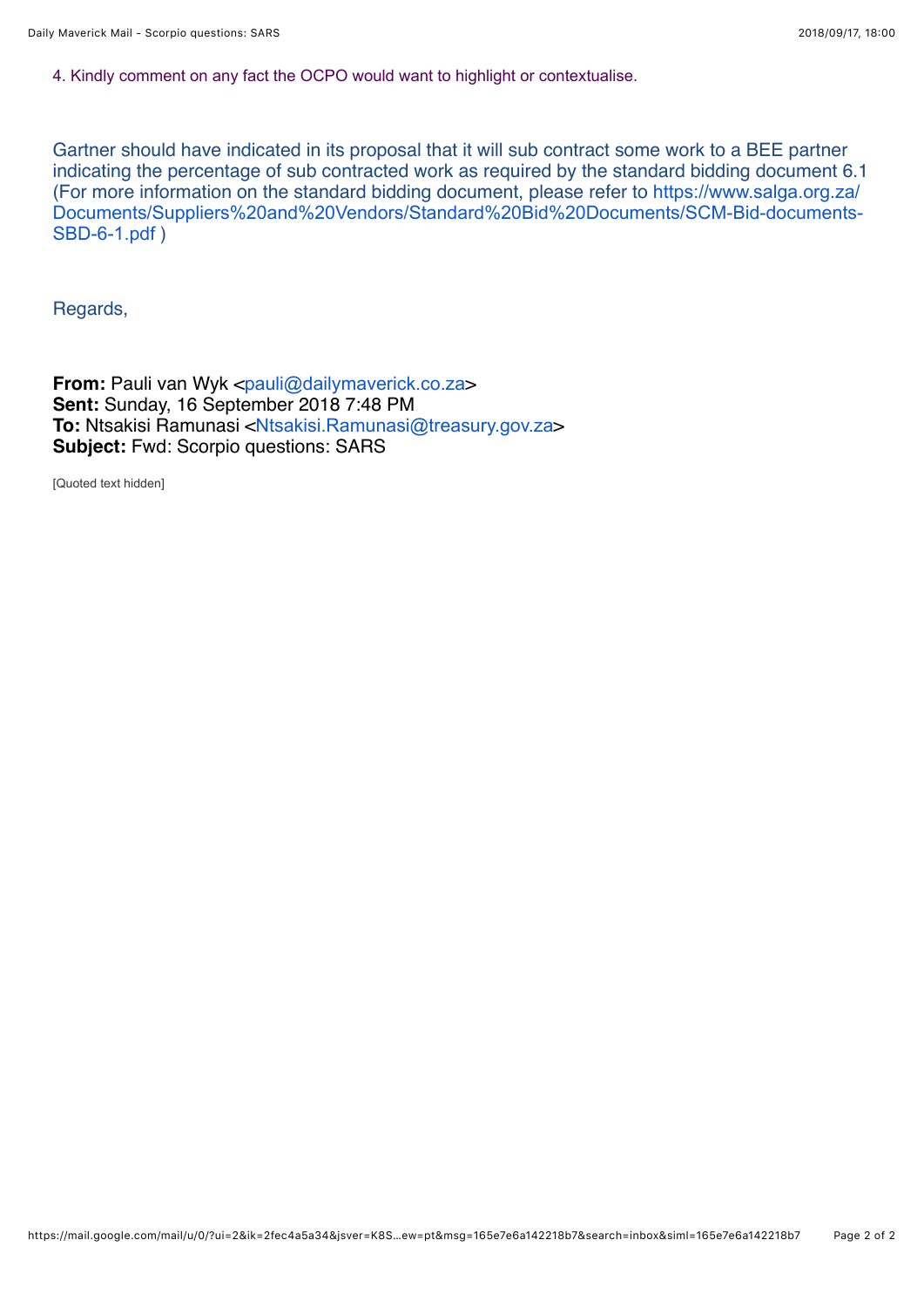4. Kindly comment on any fact the OCPO would want to highlight or contextualise.

Gartner should have indicated in its proposal that it will sub contract some work to a BEE partner indicating the percentage of sub contracted work as required by the standard bidding document 6.1 (For more information on the standard bidding document, please refer to https://www.salga.org.za/Documents/Suppliers%20and%20Vendors/Standard%20Bid%20Documents/SCM-Bid-documents-SBD-6-1.pdf )

Regards,

**From:** Pauli van Wyk <pauli@dailymaverick.co.za>
**Sent:** Sunday, 16 September 2018 7:48 PM
**To:** Ntsakisi Ramunasi <Ntsakisi.Ramunasi@treasury.gov.za>
**Subject:** Fwd: Scorpio questions: SARS

[Quoted text hidden]